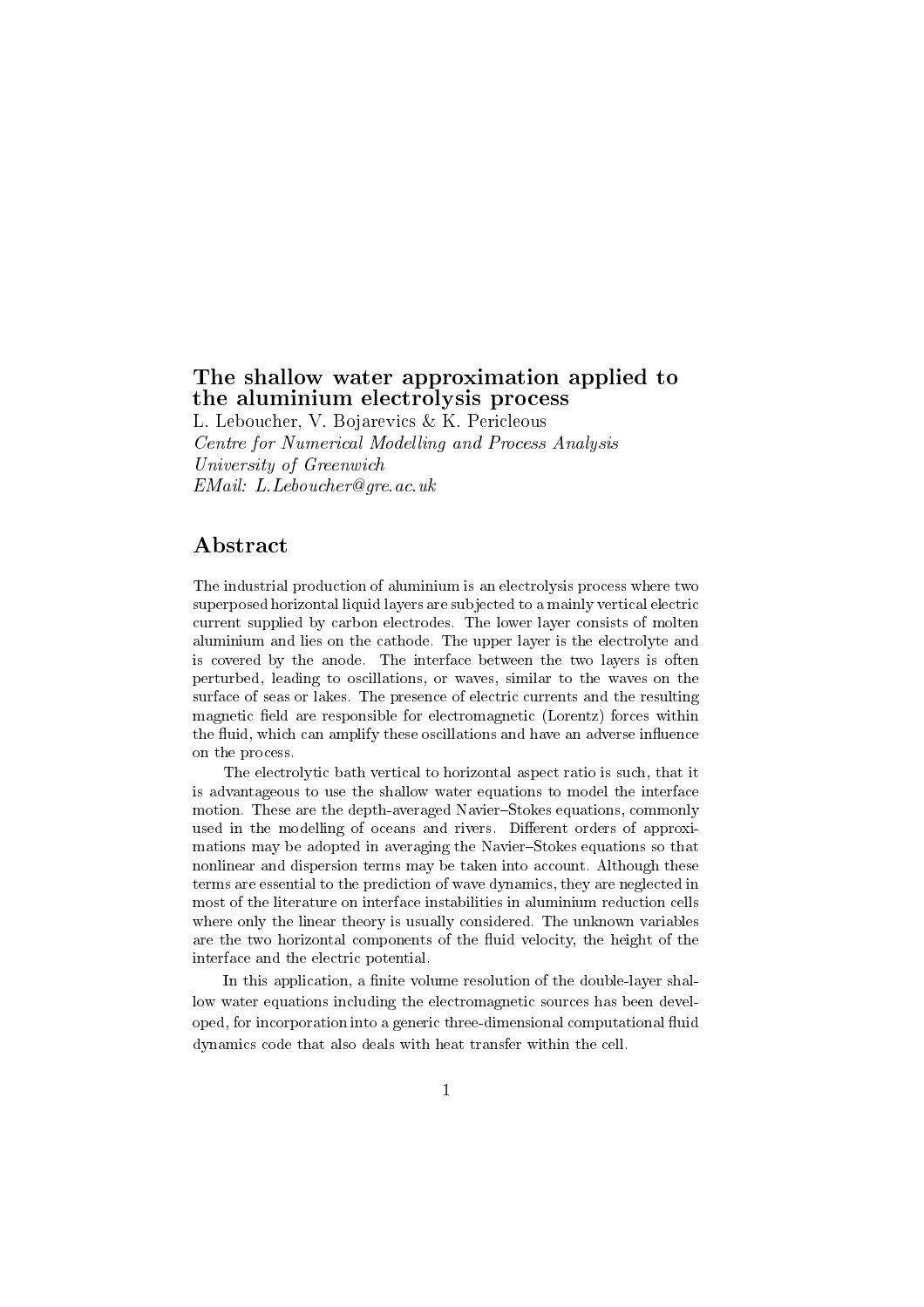# The shallow water approximation applied to the aluminium electrolysis process

L. Leboucher, V. Bojarevics & K. Pericleous

*Centre for Numerical Modelling and Process Analysis*

*University of Greenwich*

*EMail: L.Leboucher@gre.ac.uk*

## Abstract

The industrial production of aluminium is an electrolysis process where two superposed horizontal liquid layers are subjected to a mainly vertical electric current supplied by carbon electrodes. The lower layer consists of molten aluminium and lies on the cathode. The upper layer is the electrolyte and is covered by the anode. The interface between the two layers is often perturbed, leading to oscillations, or waves, similar to the waves on the surface of seas or lakes. The presence of electric currents and the resulting magnetic field are responsible for electromagnetic (Lorentz) forces within the fluid, which can amplify these oscillations and have an adverse influence on the process.

The electrolytic bath vertical to horizontal aspect ratio is such, that it is advantageous to use the shallow water equations to model the interface motion. These are the depth-averaged Navier–Stokes equations, commonly used in the modelling of oceans and rivers. Different orders of approximations may be adopted in averaging the Navier–Stokes equations so that nonlinear and dispersion terms may be taken into account. Although these terms are essential to the prediction of wave dynamics, they are neglected in most of the literature on interface instabilities in aluminium reduction cells where only the linear theory is usually considered. The unknown variables are the two horizontal components of the fluid velocity, the height of the interface and the electric potential.

In this application, a finite volume resolution of the double-layer shallow water equations including the electromagnetic sources has been developed, for incorporation into a generic three-dimensional computational fluid dynamics code that also deals with heat transfer within the cell.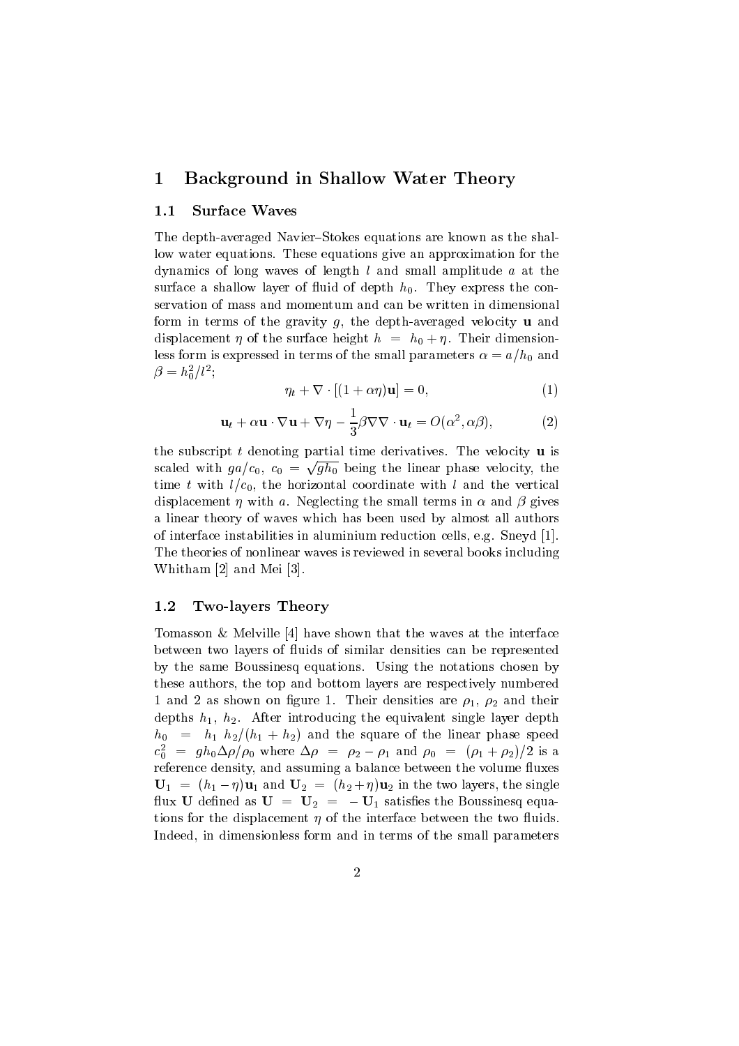# 1 Background in Shallow Water Theory

## 1.1 Surface Waves

The depth-averaged Navier–Stokes equations are known as the shallow water equations. These equations give an approximation for the dynamics of long waves of length $l$ and small amplitude $a$ at the surface a shallow layer of fluid of depth $h_0$. They express the conservation of mass and momentum and can be written in dimensional form in terms of the gravity $g$, the depth-averaged velocity $\mathbf{u}$ and displacement $\eta$ of the surface height $h = h_0 + \eta$. Their dimensionless form is expressed in terms of the small parameters $\alpha = a/h_0$ and $\beta = h_0^2/l^2$;

$$\eta_t + \nabla \cdot [(1 + \alpha\eta)\mathbf{u}] = 0, \tag{1}$$

$$\mathbf{u}_t + \alpha\mathbf{u} \cdot \nabla\mathbf{u} + \nabla\eta - \frac{1}{3}\beta\nabla\nabla \cdot \mathbf{u}_t = O(\alpha^2, \alpha\beta), \tag{2}$$

the subscript $t$ denoting partial time derivatives. The velocity $\mathbf{u}$ is scaled with $ga/c_0$, $c_0 = \sqrt{gh_0}$ being the linear phase velocity, the time $t$ with $l/c_0$, the horizontal coordinate with $l$ and the vertical displacement $\eta$ with $a$. Neglecting the small terms in $\alpha$ and $\beta$ gives a linear theory of waves which has been used by almost all authors of interface instabilities in aluminium reduction cells, e.g. Sneyd [1]. The theories of nonlinear waves is reviewed in several books including Whitham [2] and Mei [3].

## 1.2 Two-layers Theory

Tomasson & Melville [4] have shown that the waves at the interface between two layers of fluids of similar densities can be represented by the same Boussinesq equations. Using the notations chosen by these authors, the top and bottom layers are respectively numbered 1 and 2 as shown on figure 1. Their densities are $\rho_1$, $\rho_2$ and their depths $h_1$, $h_2$. After introducing the equivalent single layer depth $h_0 = h_1\, h_2/(h_1 + h_2)$ and the square of the linear phase speed $c_0^2 = gh_0\Delta\rho/\rho_0$ where $\Delta\rho = \rho_2 - \rho_1$ and $\rho_0 = (\rho_1 + \rho_2)/2$ is a reference density, and assuming a balance between the volume fluxes $\mathbf{U}_1 = (h_1 - \eta)\mathbf{u}_1$ and $\mathbf{U}_2 = (h_2 + \eta)\mathbf{u}_2$ in the two layers, the single flux $\mathbf{U}$ defined as $\mathbf{U} = \mathbf{U}_2 = -\mathbf{U}_1$ satisfies the Boussinesq equations for the displacement $\eta$ of the interface between the two fluids. Indeed, in dimensionless form and in terms of the small parameters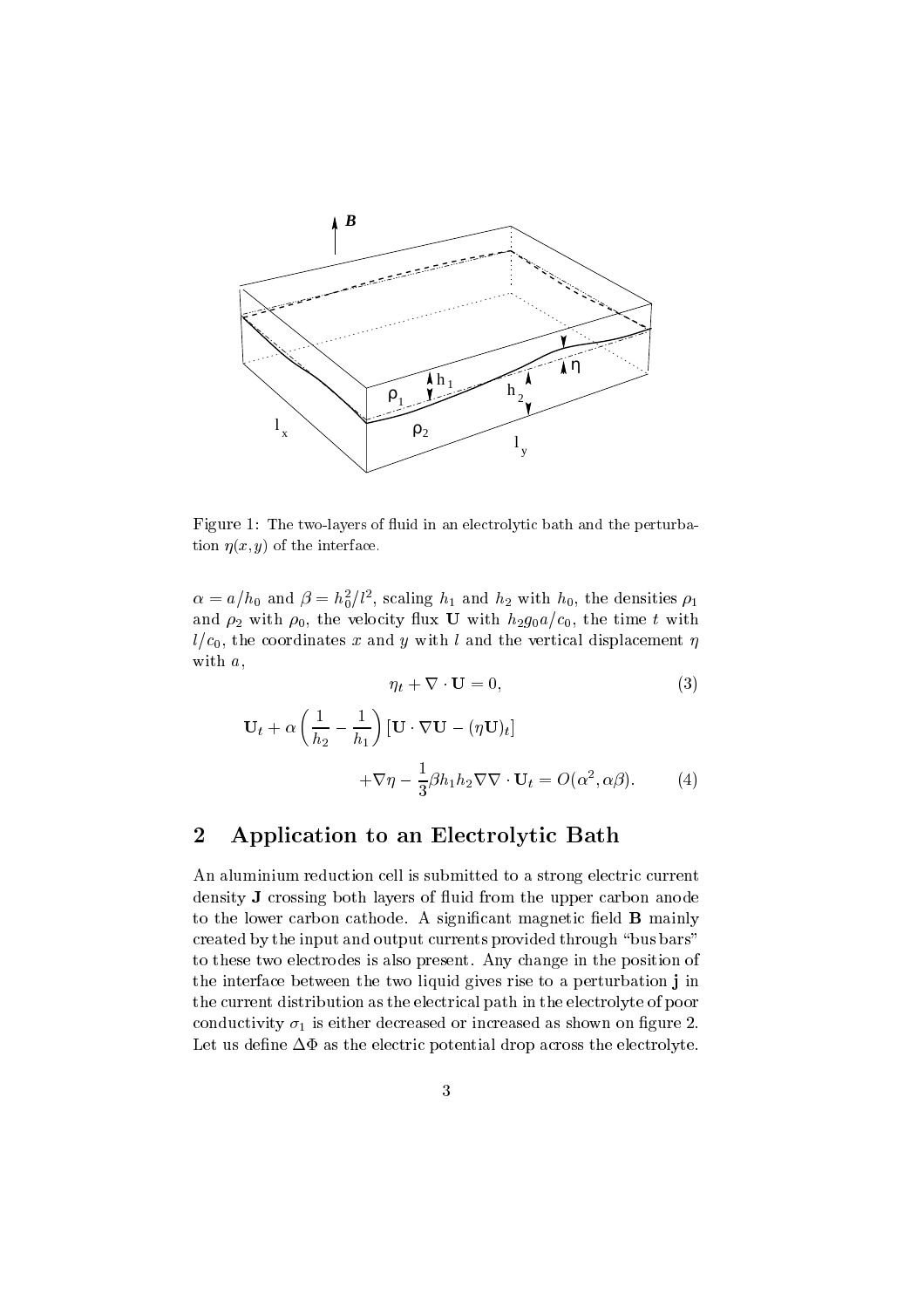Figure 1: The two-layers of fluid in an electrolytic bath and the perturbation $\eta(x, y)$ of the interface.

$\alpha = a/h_0$ and $\beta = h_0^2/l^2$, scaling $h_1$ and $h_2$ with $h_0$, the densities $\rho_1$ and $\rho_2$ with $\rho_0$, the velocity flux $\mathbf{U}$ with $h_2 g_0 a/c_0$, the time $t$ with $l/c_0$, the coordinates $x$ and $y$ with $l$ and the vertical displacement $\eta$ with $a$,

$$\eta_t + \nabla \cdot \mathbf{U} = 0, \tag{3}$$

$$\mathbf{U}_t + \alpha \left( \frac{1}{h_2} - \frac{1}{h_1} \right) [\mathbf{U} \cdot \nabla \mathbf{U} - (\eta \mathbf{U})_t] + \nabla \eta - \frac{1}{3} \beta h_1 h_2 \nabla \nabla \cdot \mathbf{U}_t = O(\alpha^2, \alpha\beta). \tag{4}$$

## 2 Application to an Electrolytic Bath

An aluminium reduction cell is submitted to a strong electric current density $\mathbf{J}$ crossing both layers of fluid from the upper carbon anode to the lower carbon cathode. A significant magnetic field $\mathbf{B}$ mainly created by the input and output currents provided through "bus bars" to these two electrodes is also present. Any change in the position of the interface between the two liquid gives rise to a perturbation $\mathbf{j}$ in the current distribution as the electrical path in the electrolyte of poor conductivity $\sigma_1$ is either decreased or increased as shown on figure 2. Let us define $\Delta\Phi$ as the electric potential drop across the electrolyte.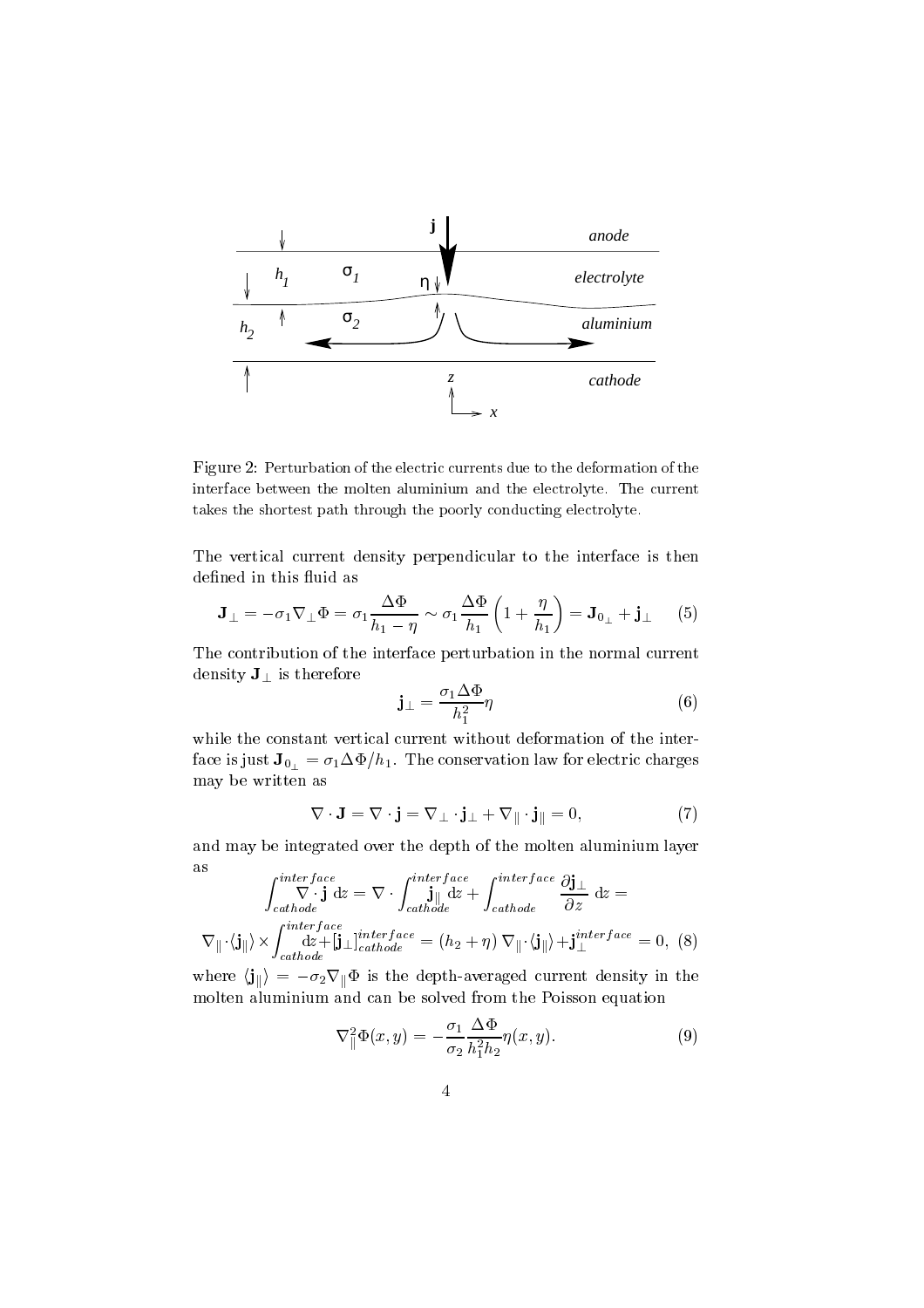Figure 2: Perturbation of the electric currents due to the deformation of the interface between the molten aluminium and the electrolyte. The current takes the shortest path through the poorly conducting electrolyte.

The vertical current density perpendicular to the interface is then defined in this fluid as

$$\mathbf{J}_\perp = -\sigma_1 \nabla_\perp \Phi = \sigma_1 \frac{\Delta\Phi}{h_1 - \eta} \sim \sigma_1 \frac{\Delta\Phi}{h_1}\left(1 + \frac{\eta}{h_1}\right) = \mathbf{J}_{0_\perp} + \mathbf{j}_\perp \tag{5}$$

The contribution of the interface perturbation in the normal current density $\mathbf{J}_\perp$ is therefore

$$\mathbf{j}_\perp = \frac{\sigma_1 \Delta\Phi}{h_1^2}\eta \tag{6}$$

while the constant vertical current without deformation of the interface is just $\mathbf{J}_{0_\perp} = \sigma_1 \Delta\Phi / h_1$. The conservation law for electric charges may be written as

$$\nabla \cdot \mathbf{J} = \nabla \cdot \mathbf{j} = \nabla_\perp \cdot \mathbf{j}_\perp + \nabla_\parallel \cdot \mathbf{j}_\parallel = 0, \tag{7}$$

and may be integrated over the depth of the molten aluminium layer as

$$\int_{cathode}^{interface} \nabla \cdot \mathbf{j} \, \mathrm{d}z = \nabla \cdot \int_{cathode}^{interface} \mathbf{j}_\parallel \mathrm{d}z + \int_{cathode}^{interface} \frac{\partial \mathbf{j}_\perp}{\partial z} \, \mathrm{d}z =$$

$$\nabla_\parallel \cdot \langle \mathbf{j}_\parallel \rangle \times \int_{cathode}^{interface} \mathrm{d}z + [\mathbf{j}_\perp]_{cathode}^{interface} = (h_2 + \eta)\, \nabla_\parallel \cdot \langle \mathbf{j}_\parallel \rangle + \mathbf{j}_\perp^{interface} = 0, \tag{8}$$

where $\langle \mathbf{j}_\parallel \rangle = -\sigma_2 \nabla_\parallel \Phi$ is the depth-averaged current density in the molten aluminium and can be solved from the Poisson equation

$$\nabla_\parallel^2 \Phi(x, y) = -\frac{\sigma_1}{\sigma_2} \frac{\Delta\Phi}{h_1^2 h_2} \eta(x, y). \tag{9}$$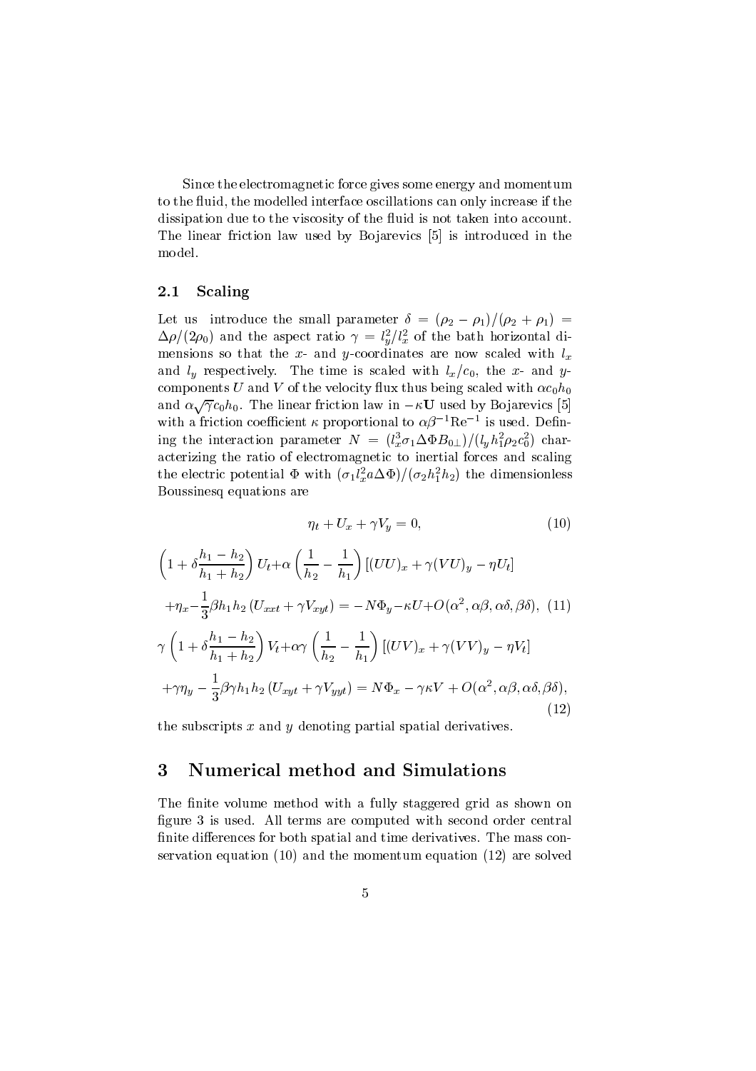Since the electromagnetic force gives some energy and momentum to the fluid, the modelled interface oscillations can only increase if the dissipation due to the viscosity of the fluid is not taken into account. The linear friction law used by Bojarevics [5] is introduced in the model.

## 2.1 Scaling

Let us introduce the small parameter $\delta = (\rho_2 - \rho_1)/(\rho_2 + \rho_1) = \Delta\rho/(2\rho_0)$ and the aspect ratio $\gamma = l_y^2/l_x^2$ of the bath horizontal dimensions so that the $x$- and $y$-coordinates are now scaled with $l_x$ and $l_y$ respectively. The time is scaled with $l_x/c_0$, the $x$- and $y$-components $U$ and $V$ of the velocity flux thus being scaled with $\alpha c_0 h_0$ and $\alpha\sqrt{\gamma} c_0 h_0$. The linear friction law in $-\kappa \mathbf{U}$ used by Bojarevics [5] with a friction coefficient $\kappa$ proportional to $\alpha\beta^{-1}\mathrm{Re}^{-1}$ is used. Defining the interaction parameter $N = (l_x^3 \sigma_1 \Delta\Phi B_{0\perp})/(l_y h_1^2 \rho_2 c_0^2)$ characterizing the ratio of electromagnetic to inertial forces and scaling the electric potential $\Phi$ with $(\sigma_1 l_x^2 a \Delta\Phi)/(\sigma_2 h_1^2 h_2)$ the dimensionless Boussinesq equations are

$$\eta_t + U_x + \gamma V_y = 0, \tag{10}$$

$$\left(1 + \delta\frac{h_1 - h_2}{h_1 + h_2}\right) U_t + \alpha\left(\frac{1}{h_2} - \frac{1}{h_1}\right)\left[(UU)_x + \gamma(VU)_y - \eta U_t\right]$$
$$+ \eta_x - \frac{1}{3}\beta h_1 h_2 \left(U_{xxt} + \gamma V_{xyt}\right) = -N\Phi_y - \kappa U + O(\alpha^2, \alpha\beta, \alpha\delta, \beta\delta), \tag{11}$$

$$\gamma\left(1 + \delta\frac{h_1 - h_2}{h_1 + h_2}\right) V_t + \alpha\gamma\left(\frac{1}{h_2} - \frac{1}{h_1}\right)\left[(UV)_x + \gamma(VV)_y - \eta V_t\right]$$
$$+ \gamma\eta_y - \frac{1}{3}\beta\gamma h_1 h_2 \left(U_{xyt} + \gamma V_{yyt}\right) = N\Phi_x - \gamma\kappa V + O(\alpha^2, \alpha\beta, \alpha\delta, \beta\delta), \tag{12}$$

the subscripts $x$ and $y$ denoting partial spatial derivatives.

# 3 Numerical method and Simulations

The finite volume method with a fully staggered grid as shown on figure 3 is used. All terms are computed with second order central finite differences for both spatial and time derivatives. The mass conservation equation (10) and the momentum equation (12) are solved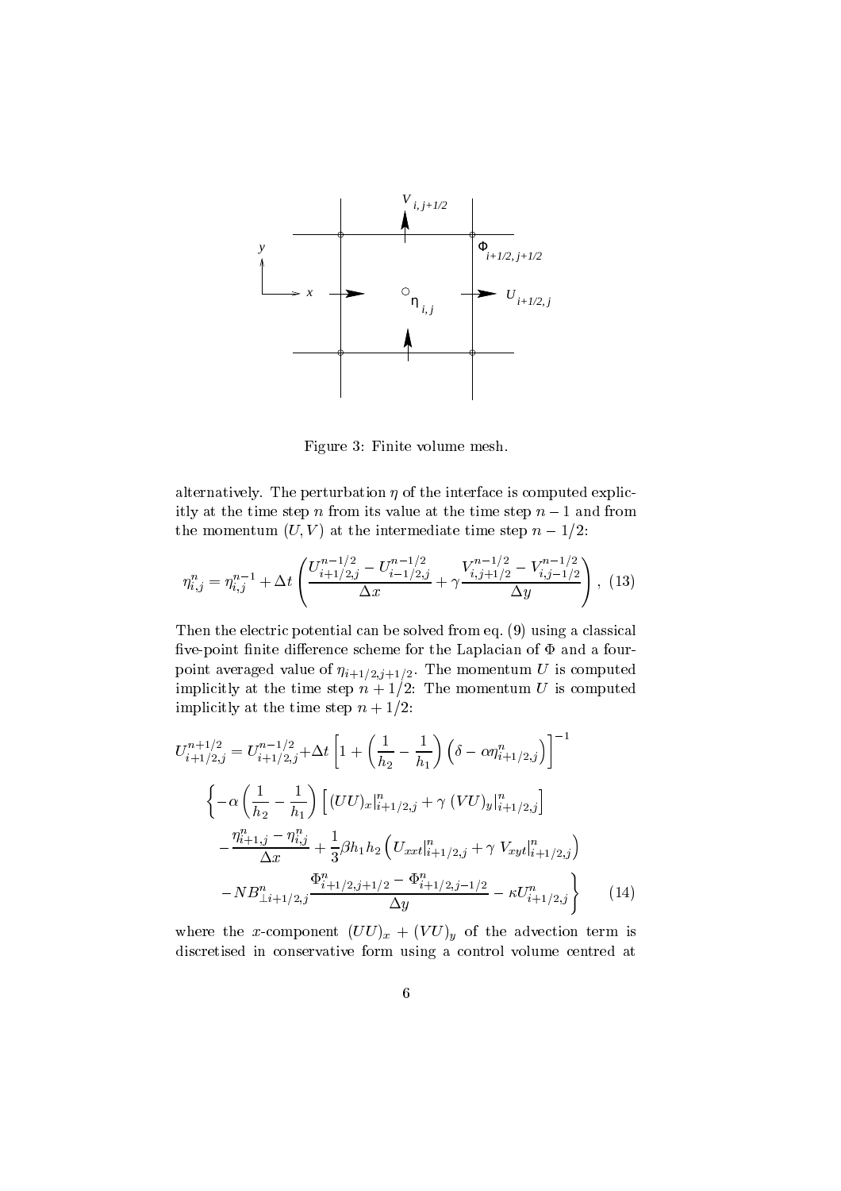Figure 3: Finite volume mesh.

alternatively. The perturbation $\eta$ of the interface is computed explicitly at the time step $n$ from its value at the time step $n-1$ and from the momentum $(U,V)$ at the intermediate time step $n-1/2$:

$$\eta_{i,j}^{n} = \eta_{i,j}^{n-1} + \Delta t \left( \frac{U_{i+1/2,j}^{n-1/2} - U_{i-1/2,j}^{n-1/2}}{\Delta x} + \gamma \frac{V_{i,j+1/2}^{n-1/2} - V_{i,j-1/2}^{n-1/2}}{\Delta y} \right), \quad (13)$$

Then the electric potential can be solved from eq. (9) using a classical five-point finite difference scheme for the Laplacian of $\Phi$ and a four-point averaged value of $\eta_{i+1/2,j+1/2}$. The momentum $U$ is computed implicitly at the time step $n+1/2$: The momentum $U$ is computed implicitly at the time step $n+1/2$:

$$\begin{aligned} U_{i+1/2,j}^{n+1/2} = U_{i+1/2,j}^{n-1/2} + &\Delta t \left[ 1 + \left( \frac{1}{h_2} - \frac{1}{h_1} \right) \left( \delta - \alpha \eta_{i+1/2,j}^{n} \right) \right]^{-1} \\ &\left\{ -\alpha \left( \frac{1}{h_2} - \frac{1}{h_1} \right) \left[ (UU)_x|_{i+1/2,j}^{n} + \gamma \, (VU)_y|_{i+1/2,j}^{n} \right] \right. \\ &- \frac{\eta_{i+1,j}^{n} - \eta_{i,j}^{n}}{\Delta x} + \frac{1}{3} \beta h_1 h_2 \left( U_{xxt}|_{i+1/2,j}^{n} + \gamma \, V_{xyt}|_{i+1/2,j}^{n} \right) \\ &\left. - N B_{\perp i+1/2,j}^{n} \frac{\Phi_{i+1/2,j+1/2}^{n} - \Phi_{i+1/2,j-1/2}^{n}}{\Delta y} - \kappa U_{i+1/2,j}^{n} \right\} \end{aligned} \quad (14)$$

where the $x$-component $(UU)_x + (VU)_y$ of the advection term is discretised in conservative form using a control volume centred at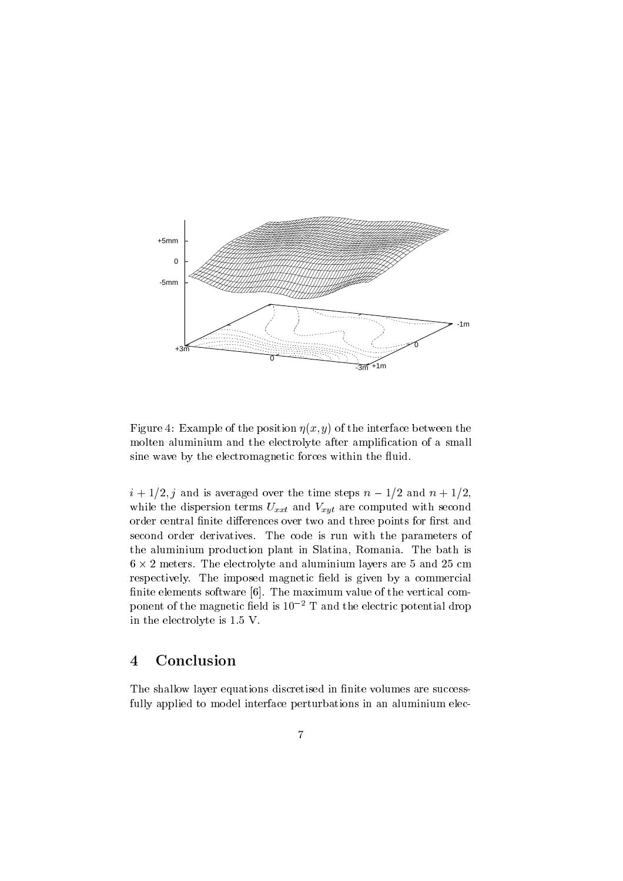Figure 4: Example of the position $\eta(x, y)$ of the interface between the molten aluminium and the electrolyte after amplification of a small sine wave by the electromagnetic forces within the fluid.

$i + 1/2, j$ and is averaged over the time steps $n - 1/2$ and $n + 1/2$, while the dispersion terms $U_{xxt}$ and $V_{xyt}$ are computed with second order central finite differences over two and three points for first and second order derivatives. The code is run with the parameters of the aluminium production plant in Slatina, Romania. The bath is $6 \times 2$ meters. The electrolyte and aluminium layers are 5 and 25 cm respectively. The imposed magnetic field is given by a commercial finite elements software [6]. The maximum value of the vertical component of the magnetic field is $10^{-2}$ T and the electric potential drop in the electrolyte is 1.5 V.

## 4 Conclusion

The shallow layer equations discretised in finite volumes are successfully applied to model interface perturbations in an aluminium elec-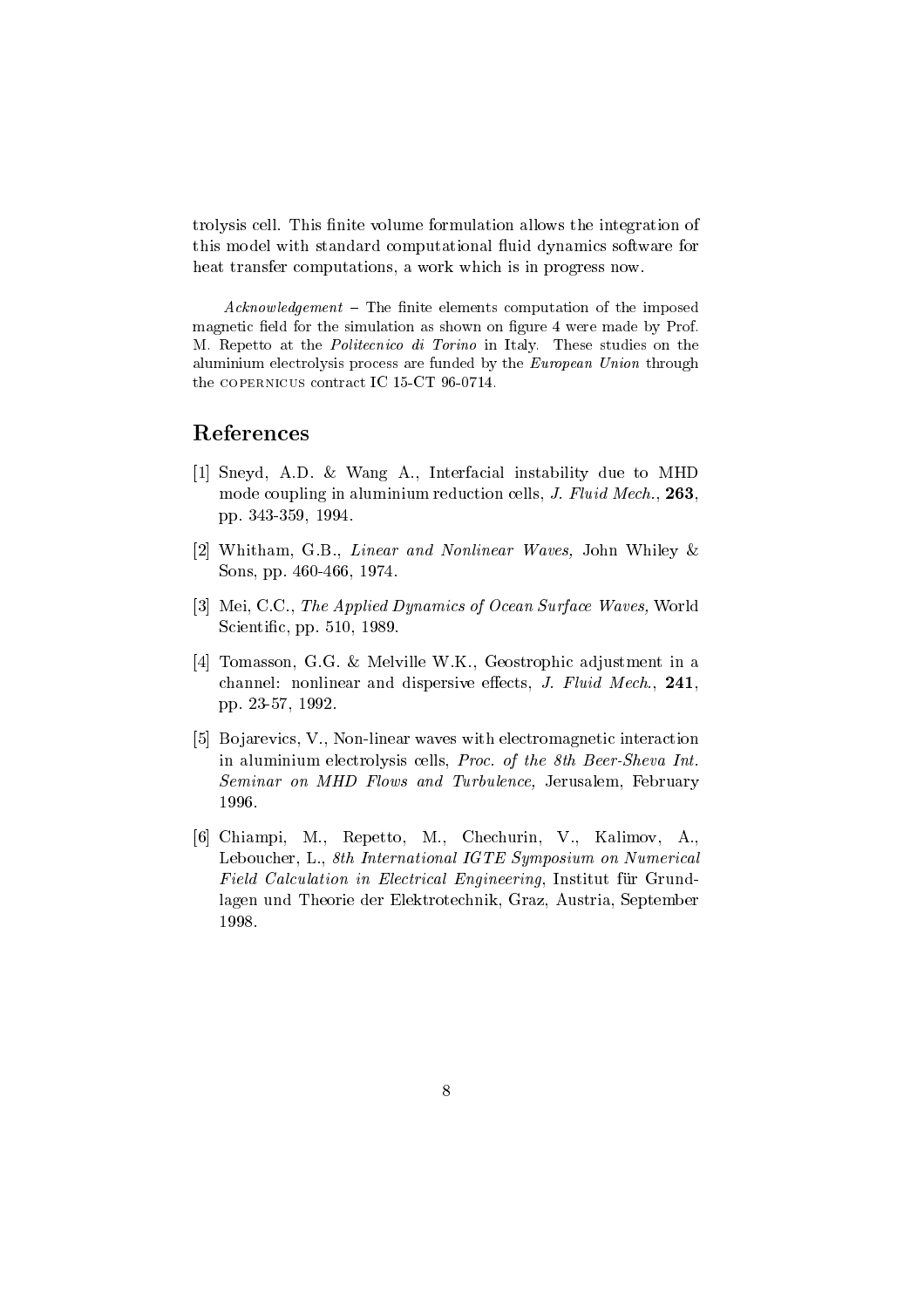trolysis cell. This finite volume formulation allows the integration of this model with standard computational fluid dynamics software for heat transfer computations, a work which is in progress now.

*Acknowledgement* – The finite elements computation of the imposed magnetic field for the simulation as shown on figure 4 were made by Prof. M. Repetto at the *Politecnico di Torino* in Italy. These studies on the aluminium electrolysis process are funded by the *European Union* through the COPERNICUS contract IC 15-CT 96-0714.

## References

[1] Sneyd, A.D. & Wang A., Interfacial instability due to MHD mode coupling in aluminium reduction cells, *J. Fluid Mech.*, **263**, pp. 343-359, 1994.

[2] Whitham, G.B., *Linear and Nonlinear Waves,* John Whiley & Sons, pp. 460-466, 1974.

[3] Mei, C.C., *The Applied Dynamics of Ocean Surface Waves,* World Scientific, pp. 510, 1989.

[4] Tomasson, G.G. & Melville W.K., Geostrophic adjustment in a channel: nonlinear and dispersive effects, *J. Fluid Mech.*, **241**, pp. 23-57, 1992.

[5] Bojarevics, V., Non-linear waves with electromagnetic interaction in aluminium electrolysis cells, *Proc. of the 8th Beer-Sheva Int. Seminar on MHD Flows and Turbulence,* Jerusalem, February 1996.

[6] Chiampi, M., Repetto, M., Chechurin, V., Kalimov, A., Leboucher, L., *8th International IGTE Symposium on Numerical Field Calculation in Electrical Engineering*, Institut für Grundlagen und Theorie der Elektrotechnik, Graz, Austria, September 1998.